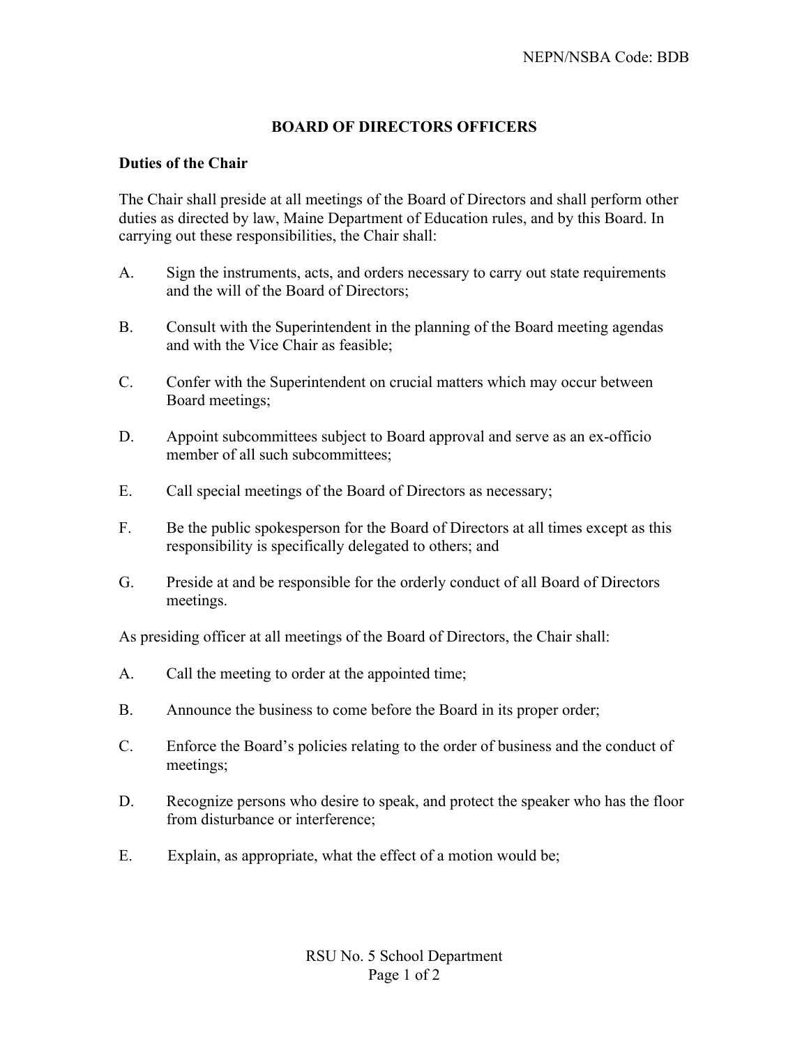NEPN/NSBA Code: BDB

# BOARD OF DIRECTORS OFFICERS

**Duties of the Chair**

The Chair shall preside at all meetings of the Board of Directors and shall perform other duties as directed by law, Maine Department of Education rules, and by this Board. In carrying out these responsibilities, the Chair shall:

A. Sign the instruments, acts, and orders necessary to carry out state requirements and the will of the Board of Directors;

B. Consult with the Superintendent in the planning of the Board meeting agendas and with the Vice Chair as feasible;

C. Confer with the Superintendent on crucial matters which may occur between Board meetings;

D. Appoint subcommittees subject to Board approval and serve as an ex-officio member of all such subcommittees;

E. Call special meetings of the Board of Directors as necessary;

F. Be the public spokesperson for the Board of Directors at all times except as this responsibility is specifically delegated to others; and

G. Preside at and be responsible for the orderly conduct of all Board of Directors meetings.

As presiding officer at all meetings of the Board of Directors, the Chair shall:

A. Call the meeting to order at the appointed time;

B. Announce the business to come before the Board in its proper order;

C. Enforce the Board's policies relating to the order of business and the conduct of meetings;

D. Recognize persons who desire to speak, and protect the speaker who has the floor from disturbance or interference;

E. Explain, as appropriate, what the effect of a motion would be;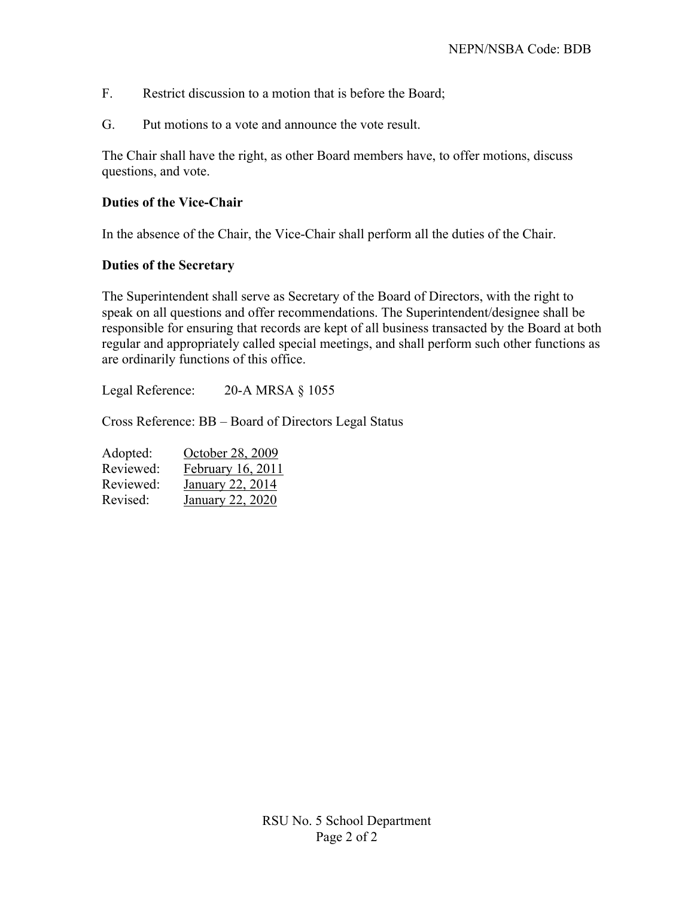F. Restrict discussion to a motion that is before the Board;

G. Put motions to a vote and announce the vote result.

The Chair shall have the right, as other Board members have, to offer motions, discuss questions, and vote.

**Duties of the Vice-Chair**

In the absence of the Chair, the Vice-Chair shall perform all the duties of the Chair.

**Duties of the Secretary**

The Superintendent shall serve as Secretary of the Board of Directors, with the right to speak on all questions and offer recommendations. The Superintendent/designee shall be responsible for ensuring that records are kept of all business transacted by the Board at both regular and appropriately called special meetings, and shall perform such other functions as are ordinarily functions of this office.

Legal Reference: 20-A MRSA § 1055

Cross Reference: BB – Board of Directors Legal Status

| | |
|---|---|
| Adopted: | October 28, 2009 |
| Reviewed: | February 16, 2011 |
| Reviewed: | January 22, 2014 |
| Revised: | January 22, 2020 |